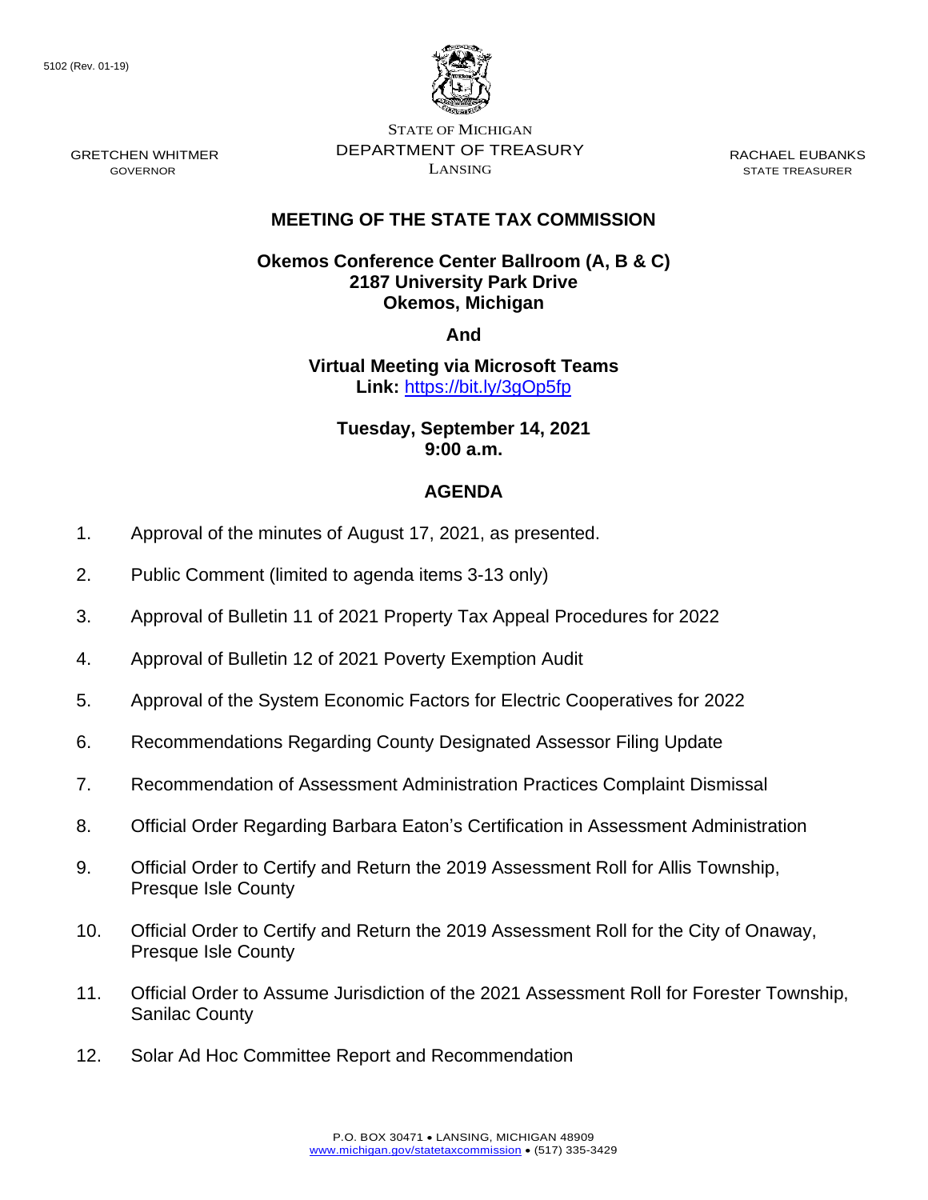5102 (Rev. 01-19)

STATE OF MICHIGAN
DEPARTMENT OF TREASURY
LANSING

GRETCHEN WHITMER
GOVERNOR

RACHAEL EUBANKS
STATE TREASURER

## MEETING OF THE STATE TAX COMMISSION

**Okemos Conference Center Ballroom (A, B & C)**
**2187 University Park Drive**
**Okemos, Michigan**

**And**

**Virtual Meeting via Microsoft Teams**
**Link:** https://bit.ly/3gOp5fp

**Tuesday, September 14, 2021**
**9:00 a.m.**

## AGENDA

1. Approval of the minutes of August 17, 2021, as presented.
2. Public Comment (limited to agenda items 3-13 only)
3. Approval of Bulletin 11 of 2021 Property Tax Appeal Procedures for 2022
4. Approval of Bulletin 12 of 2021 Poverty Exemption Audit
5. Approval of the System Economic Factors for Electric Cooperatives for 2022
6. Recommendations Regarding County Designated Assessor Filing Update
7. Recommendation of Assessment Administration Practices Complaint Dismissal
8. Official Order Regarding Barbara Eaton's Certification in Assessment Administration
9. Official Order to Certify and Return the 2019 Assessment Roll for Allis Township, Presque Isle County
10. Official Order to Certify and Return the 2019 Assessment Roll for the City of Onaway, Presque Isle County
11. Official Order to Assume Jurisdiction of the 2021 Assessment Roll for Forester Township, Sanilac County
12. Solar Ad Hoc Committee Report and Recommendation

P.O. BOX 30471 • LANSING, MICHIGAN 48909
www.michigan.gov/statetaxcommission • (517) 335-3429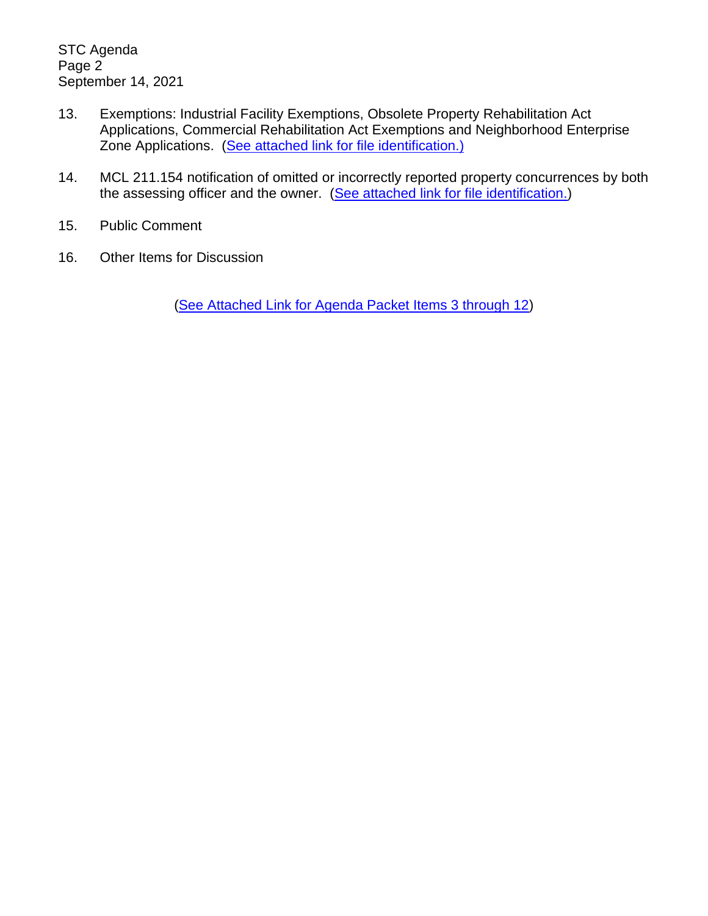13. Exemptions: Industrial Facility Exemptions, Obsolete Property Rehabilitation Act Applications, Commercial Rehabilitation Act Exemptions and Neighborhood Enterprise Zone Applications. (See attached link for file identification.)

14. MCL 211.154 notification of omitted or incorrectly reported property concurrences by both the assessing officer and the owner. (See attached link for file identification.)

15. Public Comment

16. Other Items for Discussion

(See Attached Link for Agenda Packet Items 3 through 12)